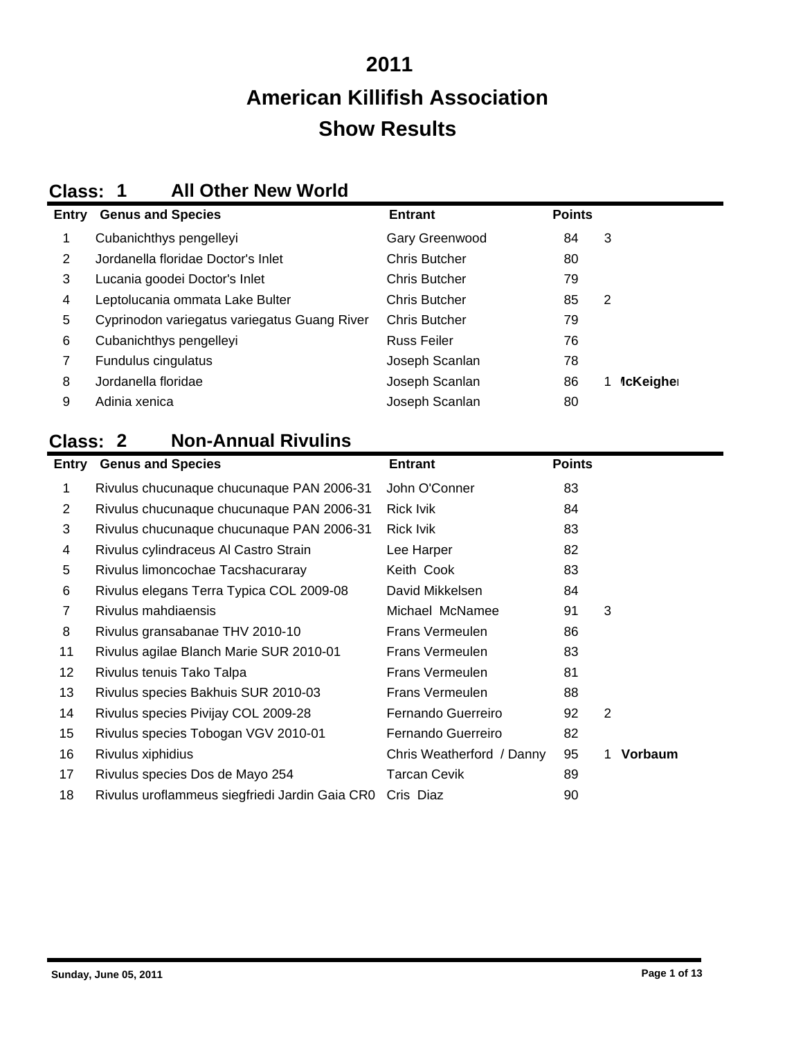# 2011

# American Killifish Association

# Show Results

## Class: 1 All Other New World

| Entry | Genus and Species | Entrant | Points | | |
|---|---|---|---|---|---|
| 1 | Cubanichthys pengelleyi | Gary Greenwood | 84 | 3 | |
| 2 | Jordanella floridae Doctor's Inlet | Chris Butcher | 80 | | |
| 3 | Lucania goodei Doctor's Inlet | Chris Butcher | 79 | | |
| 4 | Leptolucania ommata Lake Bulter | Chris Butcher | 85 | 2 | |
| 5 | Cyprinodon variegatus variegatus Guang River | Chris Butcher | 79 | | |
| 6 | Cubanichthys pengelleyi | Russ Feiler | 76 | | |
| 7 | Fundulus cingulatus | Joseph Scanlan | 78 | | |
| 8 | Jordanella floridae | Joseph Scanlan | 86 | 1 | **lcKeighe** |
| 9 | Adinia xenica | Joseph Scanlan | 80 | | |

## Class: 2 Non-Annual Rivulins

| Entry | Genus and Species | Entrant | Points | | |
|---|---|---|---|---|---|
| 1 | Rivulus chucunaque chucunaque PAN 2006-31 | John O'Conner | 83 | | |
| 2 | Rivulus chucunaque chucunaque PAN 2006-31 | Rick Ivik | 84 | | |
| 3 | Rivulus chucunaque chucunaque PAN 2006-31 | Rick Ivik | 83 | | |
| 4 | Rivulus cylindraceus Al Castro Strain | Lee Harper | 82 | | |
| 5 | Rivulus limoncochae Tacshacuraray | Keith Cook | 83 | | |
| 6 | Rivulus elegans Terra Typica COL 2009-08 | David Mikkelsen | 84 | | |
| 7 | Rivulus mahdiaensis | Michael McNamee | 91 | 3 | |
| 8 | Rivulus gransabanae THV 2010-10 | Frans Vermeulen | 86 | | |
| 11 | Rivulus agilae Blanch Marie SUR 2010-01 | Frans Vermeulen | 83 | | |
| 12 | Rivulus tenuis Tako Talpa | Frans Vermeulen | 81 | | |
| 13 | Rivulus species Bakhuis SUR 2010-03 | Frans Vermeulen | 88 | | |
| 14 | Rivulus species Pivijay COL 2009-28 | Fernando Guerreiro | 92 | 2 | |
| 15 | Rivulus species Tobogan VGV 2010-01 | Fernando Guerreiro | 82 | | |
| 16 | Rivulus xiphidius | Chris Weatherford / Danny | 95 | 1 | **Vorbaum** |
| 17 | Rivulus species Dos de Mayo 254 | Tarcan Cevik | 89 | | |
| 18 | Rivulus uroflammeus siegfriedi Jardin Gaia CR0 | Cris Diaz | 90 | | |

Sunday, June 05, 2011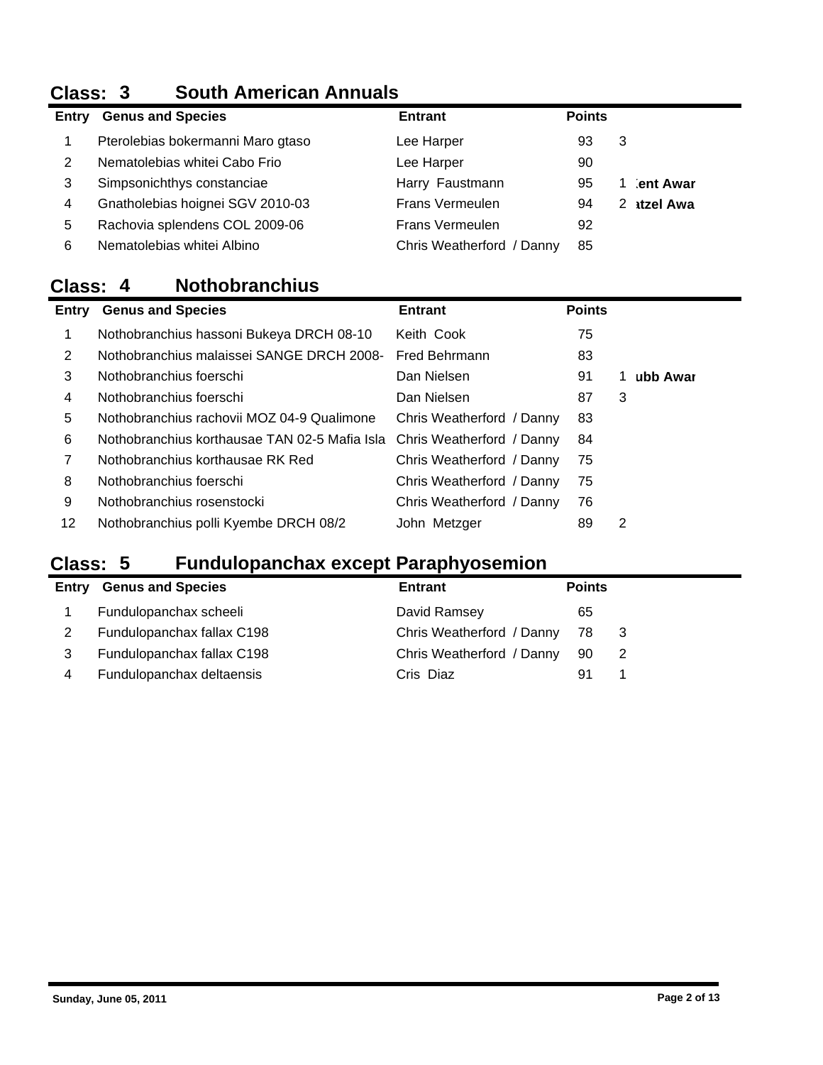## Class: 3 South American Annuals

| Entry | Genus and Species | Entrant | Points | | |
|---|---|---|---|---|---|
| 1 | Pterolebias bokermanni Maro gtaso | Lee Harper | 93 | 3 | |
| 2 | Nematolebias whitei Cabo Frio | Lee Harper | 90 | | |
| 3 | Simpsonichthys constanciae | Harry Faustmann | 95 | 1 | :ent Awar |
| 4 | Gnatholebias hoignei SGV 2010-03 | Frans Vermeulen | 94 | 2 | ıtzel Awa |
| 5 | Rachovia splendens COL 2009-06 | Frans Vermeulen | 92 | | |
| 6 | Nematolebias whitei Albino | Chris Weatherford / Danny | 85 | | |

## Class: 4 Nothobranchius

| Entry | Genus and Species | Entrant | Points | | |
|---|---|---|---|---|---|
| 1 | Nothobranchius hassoni Bukeya DRCH 08-10 | Keith Cook | 75 | | |
| 2 | Nothobranchius malaissei SANGE DRCH 2008- | Fred Behrmann | 83 | | |
| 3 | Nothobranchius foerschi | Dan Nielsen | 91 | 1 | ubb Awar |
| 4 | Nothobranchius foerschi | Dan Nielsen | 87 | 3 | |
| 5 | Nothobranchius rachovii MOZ 04-9 Qualimone | Chris Weatherford / Danny | 83 | | |
| 6 | Nothobranchius korthausae TAN 02-5 Mafia Isla | Chris Weatherford / Danny | 84 | | |
| 7 | Nothobranchius korthausae RK Red | Chris Weatherford / Danny | 75 | | |
| 8 | Nothobranchius foerschi | Chris Weatherford / Danny | 75 | | |
| 9 | Nothobranchius rosenstocki | Chris Weatherford / Danny | 76 | | |
| 12 | Nothobranchius polli Kyembe DRCH 08/2 | John Metzger | 89 | 2 | |

## Class: 5 Fundulopanchax except Paraphyosemion

| Entry | Genus and Species | Entrant | Points | |
|---|---|---|---|---|
| 1 | Fundulopanchax scheeli | David Ramsey | 65 | |
| 2 | Fundulopanchax fallax C198 | Chris Weatherford / Danny | 78 | 3 |
| 3 | Fundulopanchax fallax C198 | Chris Weatherford / Danny | 90 | 2 |
| 4 | Fundulopanchax deltaensis | Cris Diaz | 91 | 1 |

**Sunday, June 05, 2011**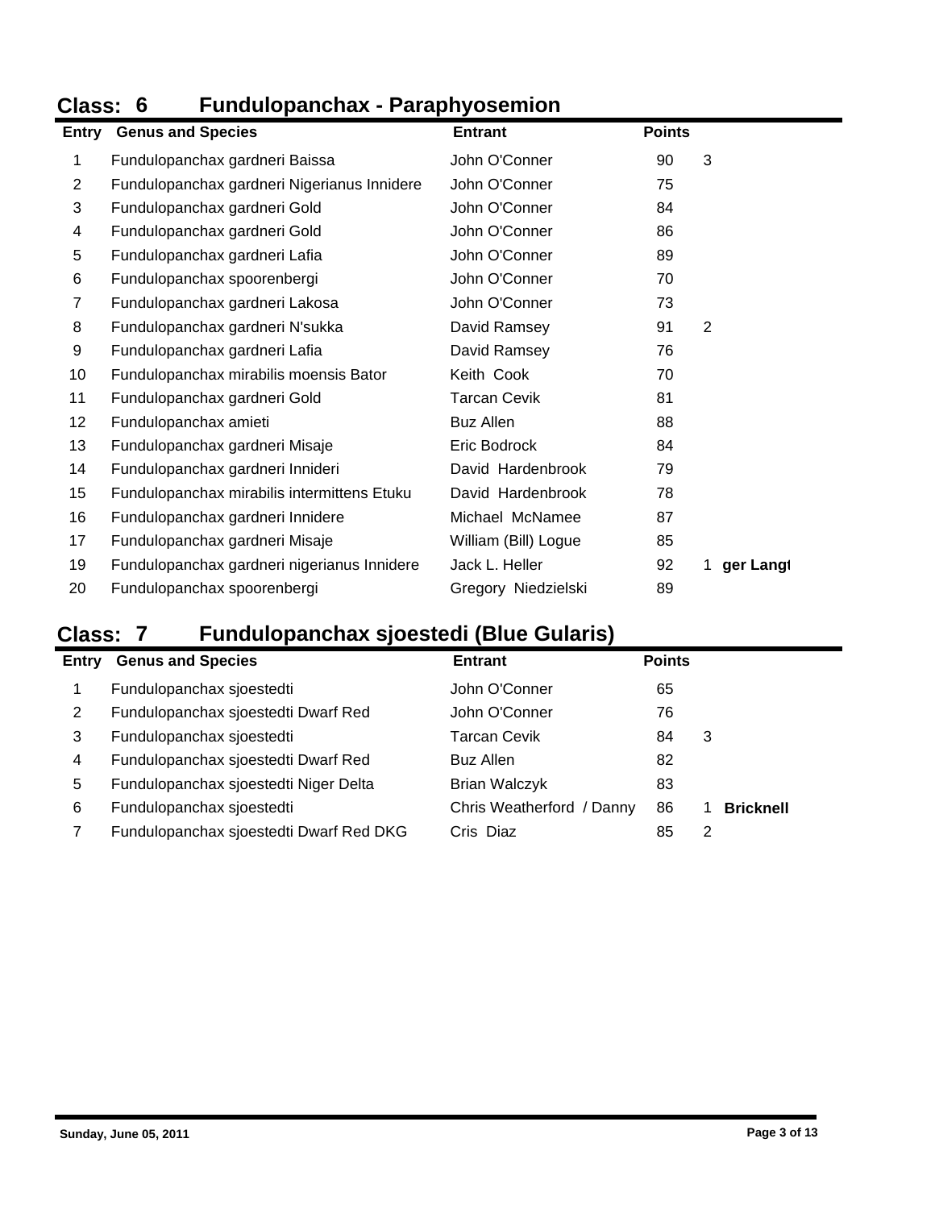## Class: 6 Fundulopanchax - Paraphyosemion

| Entry | Genus and Species | Entrant | Points | |
|---|---|---|---|---|
| 1 | Fundulopanchax gardneri Baissa | John O'Conner | 90 | 3 |
| 2 | Fundulopanchax gardneri Nigerianus Innidere | John O'Conner | 75 | |
| 3 | Fundulopanchax gardneri Gold | John O'Conner | 84 | |
| 4 | Fundulopanchax gardneri Gold | John O'Conner | 86 | |
| 5 | Fundulopanchax gardneri Lafia | John O'Conner | 89 | |
| 6 | Fundulopanchax spoorenbergi | John O'Conner | 70 | |
| 7 | Fundulopanchax gardneri Lakosa | John O'Conner | 73 | |
| 8 | Fundulopanchax gardneri N'sukka | David Ramsey | 91 | 2 |
| 9 | Fundulopanchax gardneri Lafia | David Ramsey | 76 | |
| 10 | Fundulopanchax mirabilis moensis Bator | Keith Cook | 70 | |
| 11 | Fundulopanchax gardneri Gold | Tarcan Cevik | 81 | |
| 12 | Fundulopanchax amieti | Buz Allen | 88 | |
| 13 | Fundulopanchax gardneri Misaje | Eric Bodrock | 84 | |
| 14 | Fundulopanchax gardneri Innideri | David Hardenbrook | 79 | |
| 15 | Fundulopanchax mirabilis intermittens Etuku | David Hardenbrook | 78 | |
| 16 | Fundulopanchax gardneri Innidere | Michael McNamee | 87 | |
| 17 | Fundulopanchax gardneri Misaje | William (Bill) Logue | 85 | |
| 19 | Fundulopanchax gardneri nigerianus Innidere | Jack L. Heller | 92 | 1 **ger Langt** |
| 20 | Fundulopanchax spoorenbergi | Gregory Niedzielski | 89 | |

## Class: 7 Fundulopanchax sjoestedi (Blue Gularis)

| Entry | Genus and Species | Entrant | Points | |
|---|---|---|---|---|
| 1 | Fundulopanchax sjoestedti | John O'Conner | 65 | |
| 2 | Fundulopanchax sjoestedti Dwarf Red | John O'Conner | 76 | |
| 3 | Fundulopanchax sjoestedti | Tarcan Cevik | 84 | 3 |
| 4 | Fundulopanchax sjoestedti Dwarf Red | Buz Allen | 82 | |
| 5 | Fundulopanchax sjoestedti Niger Delta | Brian Walczyk | 83 | |
| 6 | Fundulopanchax sjoestedti | Chris Weatherford / Danny | 86 | 1 **Bricknell** |
| 7 | Fundulopanchax sjoestedti Dwarf Red DKG | Cris Diaz | 85 | 2 |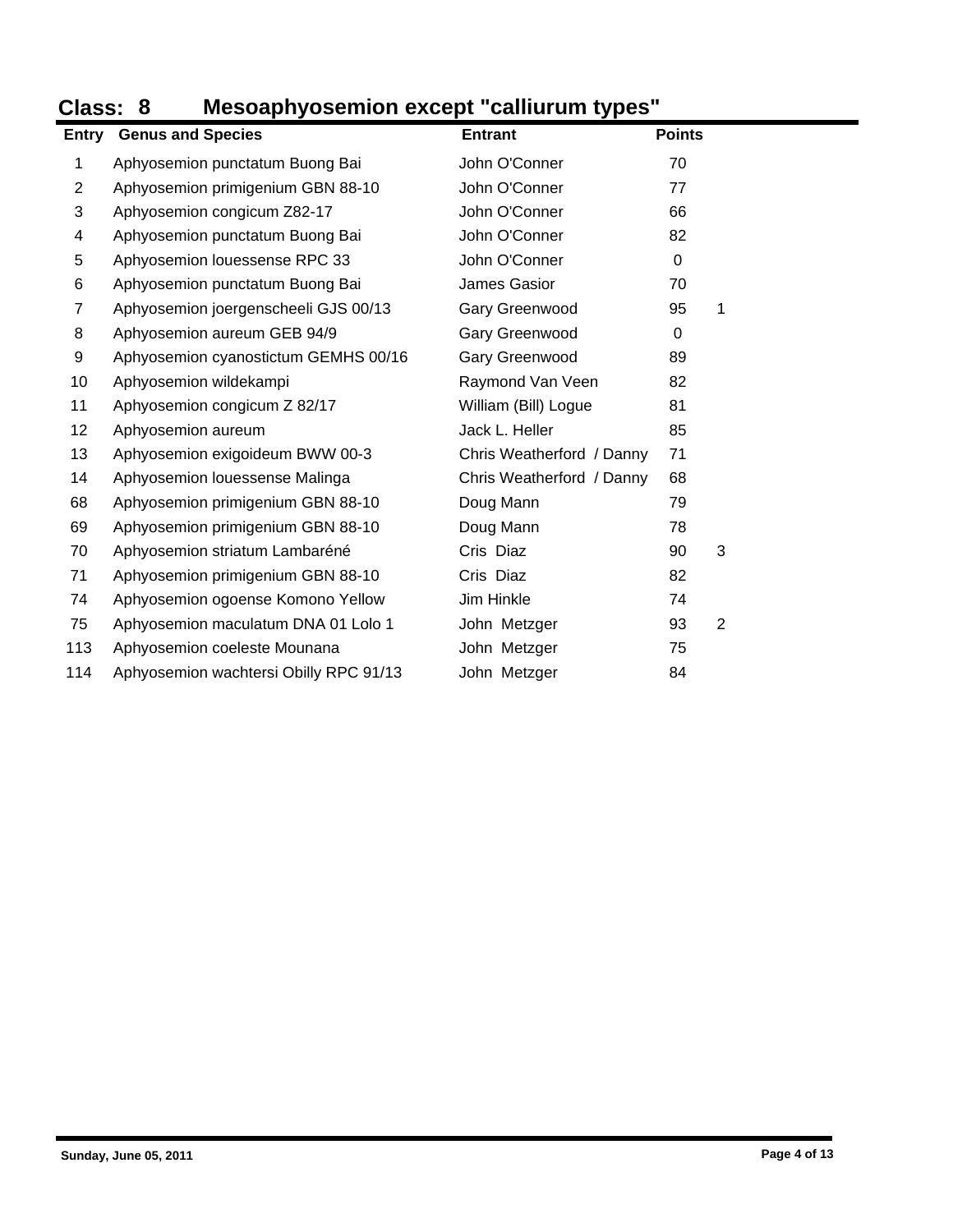## Class: 8 Mesoaphyosemion except "calliurum types"

| Entry | Genus and Species | Entrant | Points | |
|---|---|---|---|---|
| 1 | Aphyosemion punctatum Buong Bai | John O'Conner | 70 | |
| 2 | Aphyosemion primigenium GBN 88-10 | John O'Conner | 77 | |
| 3 | Aphyosemion congicum Z82-17 | John O'Conner | 66 | |
| 4 | Aphyosemion punctatum Buong Bai | John O'Conner | 82 | |
| 5 | Aphyosemion louessense RPC 33 | John O'Conner | 0 | |
| 6 | Aphyosemion punctatum Buong Bai | James Gasior | 70 | |
| 7 | Aphyosemion joergenscheeli GJS 00/13 | Gary Greenwood | 95 | 1 |
| 8 | Aphyosemion aureum GEB 94/9 | Gary Greenwood | 0 | |
| 9 | Aphyosemion cyanostictum GEMHS 00/16 | Gary Greenwood | 89 | |
| 10 | Aphyosemion wildekampi | Raymond Van Veen | 82 | |
| 11 | Aphyosemion congicum Z 82/17 | William (Bill) Logue | 81 | |
| 12 | Aphyosemion aureum | Jack L. Heller | 85 | |
| 13 | Aphyosemion exigoideum BWW 00-3 | Chris Weatherford / Danny | 71 | |
| 14 | Aphyosemion louessense Malinga | Chris Weatherford / Danny | 68 | |
| 68 | Aphyosemion primigenium GBN 88-10 | Doug Mann | 79 | |
| 69 | Aphyosemion primigenium GBN 88-10 | Doug Mann | 78 | |
| 70 | Aphyosemion striatum Lambaréné | Cris Diaz | 90 | 3 |
| 71 | Aphyosemion primigenium GBN 88-10 | Cris Diaz | 82 | |
| 74 | Aphyosemion ogoense Komono Yellow | Jim Hinkle | 74 | |
| 75 | Aphyosemion maculatum DNA 01 Lolo 1 | John Metzger | 93 | 2 |
| 113 | Aphyosemion coeleste Mounana | John Metzger | 75 | |
| 114 | Aphyosemion wachtersi Obilly RPC 91/13 | John Metzger | 84 | |

Sunday, June 05, 2011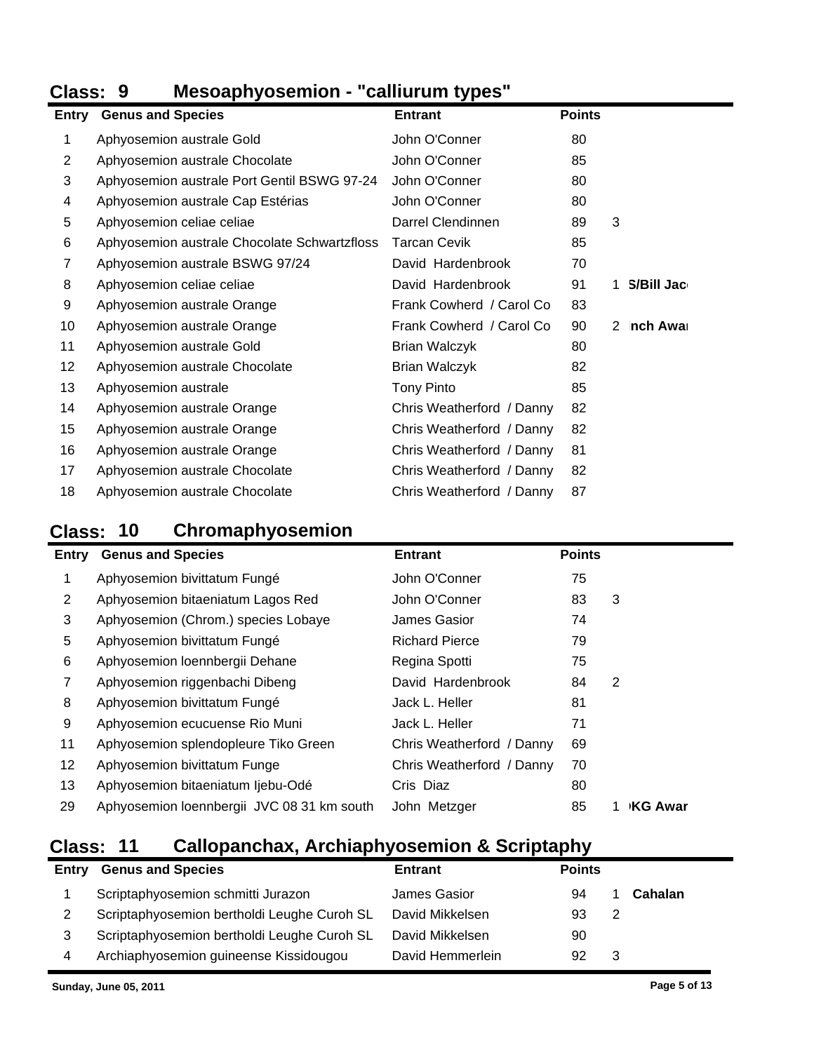## Class: 9 Mesoaphyosemion - "calliurum types"

| Entry | Genus and Species | Entrant | Points | | |
|---|---|---|---|---|---|
| 1 | Aphyosemion australe Gold | John O'Conner | 80 | | |
| 2 | Aphyosemion australe Chocolate | John O'Conner | 85 | | |
| 3 | Aphyosemion australe Port Gentil BSWG 97-24 | John O'Conner | 80 | | |
| 4 | Aphyosemion australe Cap Estérias | John O'Conner | 80 | | |
| 5 | Aphyosemion celiae celiae | Darrel Clendinnen | 89 | 3 | |
| 6 | Aphyosemion australe Chocolate Schwartzfloss | Tarcan Cevik | 85 | | |
| 7 | Aphyosemion australe BSWG 97/24 | David Hardenbrook | 70 | | |
| 8 | Aphyosemion celiae celiae | David Hardenbrook | 91 | 1 | S/Bill Jac |
| 9 | Aphyosemion australe Orange | Frank Cowherd / Carol Co | 83 | | |
| 10 | Aphyosemion australe Orange | Frank Cowherd / Carol Co | 90 | 2 | nch Awa |
| 11 | Aphyosemion australe Gold | Brian Walczyk | 80 | | |
| 12 | Aphyosemion australe Chocolate | Brian Walczyk | 82 | | |
| 13 | Aphyosemion australe | Tony Pinto | 85 | | |
| 14 | Aphyosemion australe Orange | Chris Weatherford / Danny | 82 | | |
| 15 | Aphyosemion australe Orange | Chris Weatherford / Danny | 82 | | |
| 16 | Aphyosemion australe Orange | Chris Weatherford / Danny | 81 | | |
| 17 | Aphyosemion australe Chocolate | Chris Weatherford / Danny | 82 | | |
| 18 | Aphyosemion australe Chocolate | Chris Weatherford / Danny | 87 | | |

## Class: 10 Chromaphyosemion

| Entry | Genus and Species | Entrant | Points | | |
|---|---|---|---|---|---|
| 1 | Aphyosemion bivittatum Fungé | John O'Conner | 75 | | |
| 2 | Aphyosemion bitaeniatum Lagos Red | John O'Conner | 83 | 3 | |
| 3 | Aphyosemion (Chrom.) species Lobaye | James Gasior | 74 | | |
| 5 | Aphyosemion bivittatum Fungé | Richard Pierce | 79 | | |
| 6 | Aphyosemion loennbergii Dehane | Regina Spotti | 75 | | |
| 7 | Aphyosemion riggenbachi Dibeng | David Hardenbrook | 84 | 2 | |
| 8 | Aphyosemion bivittatum Fungé | Jack L. Heller | 81 | | |
| 9 | Aphyosemion ecucuense Rio Muni | Jack L. Heller | 71 | | |
| 11 | Aphyosemion splendopleure Tiko Green | Chris Weatherford / Danny | 69 | | |
| 12 | Aphyosemion bivittatum Funge | Chris Weatherford / Danny | 70 | | |
| 13 | Aphyosemion bitaeniatum Ijebu-Odé | Cris Diaz | 80 | | |
| 29 | Aphyosemion loennbergii JVC 08 31 km south | John Metzger | 85 | 1 | KG Awar |

## Class: 11 Callopanchax, Archiaphyosemion & Scriptaphy

| Entry | Genus and Species | Entrant | Points | | |
|---|---|---|---|---|---|
| 1 | Scriptaphyosemion schmitti Jurazon | James Gasior | 94 | 1 | Cahalan |
| 2 | Scriptaphyosemion bertholdi Leughe Curoh SL | David Mikkelsen | 93 | 2 | |
| 3 | Scriptaphyosemion bertholdi Leughe Curoh SL | David Mikkelsen | 90 | | |
| 4 | Archiaphyosemion guineense Kissidougou | David Hemmerlein | 92 | 3 | |

Sunday, June 05, 2011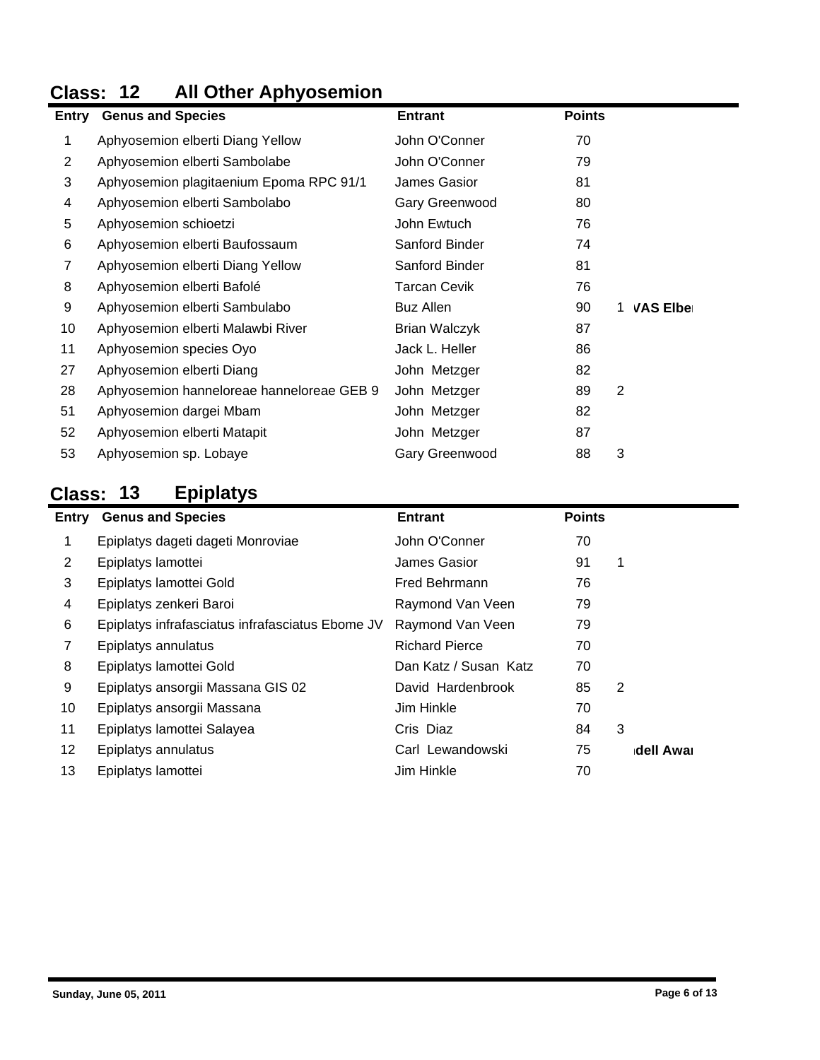## Class: 12 All Other Aphyosemion

| Entry | Genus and Species | Entrant | Points | |
|---|---|---|---|---|
| 1 | Aphyosemion elberti Diang Yellow | John O'Conner | 70 | |
| 2 | Aphyosemion elberti Sambolabe | John O'Conner | 79 | |
| 3 | Aphyosemion plagitaenium Epoma RPC 91/1 | James Gasior | 81 | |
| 4 | Aphyosemion elberti Sambolabo | Gary Greenwood | 80 | |
| 5 | Aphyosemion schioetzi | John Ewtuch | 76 | |
| 6 | Aphyosemion elberti Baufossaum | Sanford Binder | 74 | |
| 7 | Aphyosemion elberti Diang Yellow | Sanford Binder | 81 | |
| 8 | Aphyosemion elberti Bafolé | Tarcan Cevik | 76 | |
| 9 | Aphyosemion elberti Sambulabo | Buz Allen | 90 | 1 VAS Elbe |
| 10 | Aphyosemion elberti Malawbi River | Brian Walczyk | 87 | |
| 11 | Aphyosemion species Oyo | Jack L. Heller | 86 | |
| 27 | Aphyosemion elberti Diang | John Metzger | 82 | |
| 28 | Aphyosemion hanneloreae hanneloreae GEB 9 | John Metzger | 89 | 2 |
| 51 | Aphyosemion dargei Mbam | John Metzger | 82 | |
| 52 | Aphyosemion elberti Matapit | John Metzger | 87 | |
| 53 | Aphyosemion sp. Lobaye | Gary Greenwood | 88 | 3 |

## Class: 13 Epiplatys

| Entry | Genus and Species | Entrant | Points | |
|---|---|---|---|---|
| 1 | Epiplatys dageti dageti Monroviae | John O'Conner | 70 | |
| 2 | Epiplatys lamottei | James Gasior | 91 | 1 |
| 3 | Epiplatys lamottei Gold | Fred Behrmann | 76 | |
| 4 | Epiplatys zenkeri Baroi | Raymond Van Veen | 79 | |
| 6 | Epiplatys infrafasciatus infrafasciatus Ebome JV | Raymond Van Veen | 79 | |
| 7 | Epiplatys annulatus | Richard Pierce | 70 | |
| 8 | Epiplatys lamottei Gold | Dan Katz / Susan Katz | 70 | |
| 9 | Epiplatys ansorgii Massana GIS 02 | David Hardenbrook | 85 | 2 |
| 10 | Epiplatys ansorgii Massana | Jim Hinkle | 70 | |
| 11 | Epiplatys lamottei Salayea | Cris Diaz | 84 | 3 |
| 12 | Epiplatys annulatus | Carl Lewandowski | 75 | dell Awa |
| 13 | Epiplatys lamottei | Jim Hinkle | 70 | |

Sunday, June 05, 2011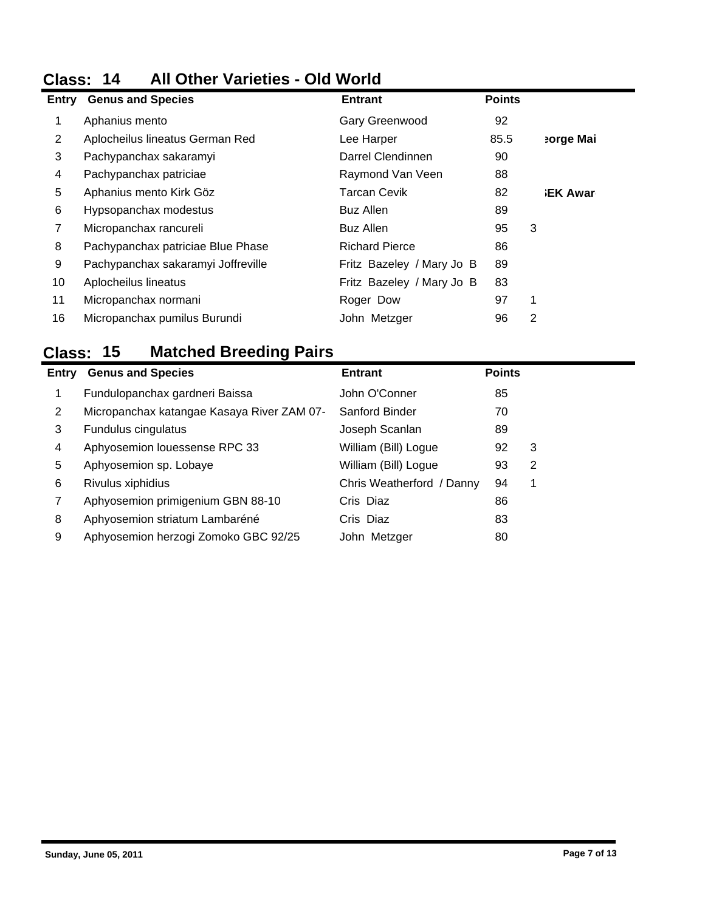## Class: 14 All Other Varieties - Old World

| Entry | Genus and Species | Entrant | Points | | |
|---|---|---|---|---|---|
| 1 | Aphanius mento | Gary Greenwood | 92 | | |
| 2 | Aplocheilus lineatus German Red | Lee Harper | 85.5 | | eorge Mai |
| 3 | Pachypanchax sakaramyi | Darrel Clendinnen | 90 | | |
| 4 | Pachypanchax patriciae | Raymond Van Veen | 88 | | |
| 5 | Aphanius mento Kirk Göz | Tarcan Cevik | 82 | | ;EK Awar |
| 6 | Hypsopanchax modestus | Buz Allen | 89 | | |
| 7 | Micropanchax rancureli | Buz Allen | 95 | 3 | |
| 8 | Pachypanchax patriciae Blue Phase | Richard Pierce | 86 | | |
| 9 | Pachypanchax sakaramyi Joffreville | Fritz Bazeley / Mary Jo B | 89 | | |
| 10 | Aplocheilus lineatus | Fritz Bazeley / Mary Jo B | 83 | | |
| 11 | Micropanchax normani | Roger Dow | 97 | 1 | |
| 16 | Micropanchax pumilus Burundi | John Metzger | 96 | 2 | |

## Class: 15 Matched Breeding Pairs

| Entry | Genus and Species | Entrant | Points | |
|---|---|---|---|---|
| 1 | Fundulopanchax gardneri Baissa | John O'Conner | 85 | |
| 2 | Micropanchax katangae Kasaya River ZAM 07- | Sanford Binder | 70 | |
| 3 | Fundulus cingulatus | Joseph Scanlan | 89 | |
| 4 | Aphyosemion louessense RPC 33 | William (Bill) Logue | 92 | 3 |
| 5 | Aphyosemion sp. Lobaye | William (Bill) Logue | 93 | 2 |
| 6 | Rivulus xiphidius | Chris Weatherford / Danny | 94 | 1 |
| 7 | Aphyosemion primigenium GBN 88-10 | Cris Diaz | 86 | |
| 8 | Aphyosemion striatum Lambaréné | Cris Diaz | 83 | |
| 9 | Aphyosemion herzogi Zomoko GBC 92/25 | John Metzger | 80 | |

Sunday, June 05, 2011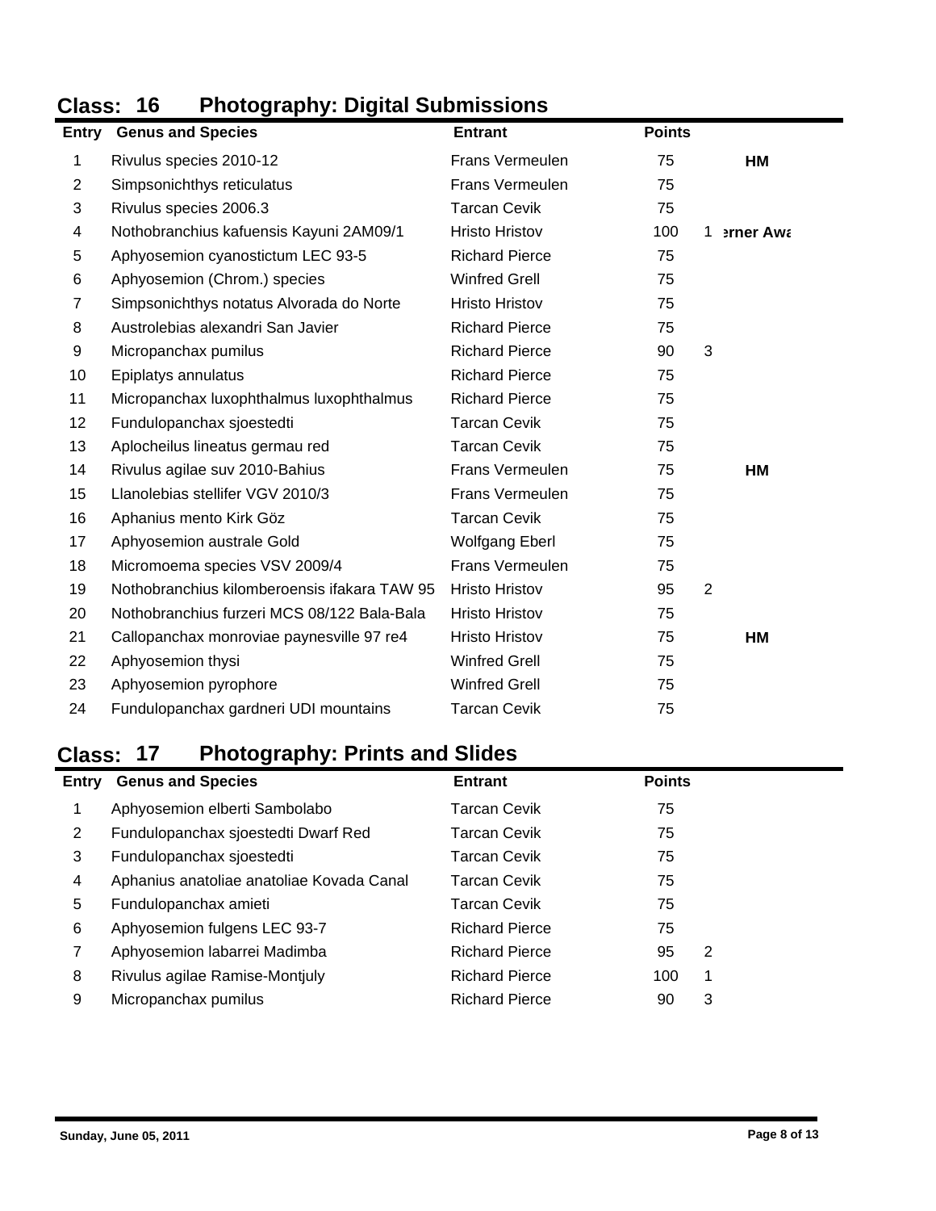## Class: 16 Photography: Digital Submissions

| Entry | Genus and Species | Entrant | Points | | |
|---|---|---|---|---|---|
| 1 | Rivulus species 2010-12 | Frans Vermeulen | 75 | | **HM** |
| 2 | Simpsonichthys reticulatus | Frans Vermeulen | 75 | | |
| 3 | Rivulus species 2006.3 | Tarcan Cevik | 75 | | |
| 4 | Nothobranchius kafuensis Kayuni 2AM09/1 | Hristo Hristov | 100 | 1 | **erner Awa** |
| 5 | Aphyosemion cyanostictum LEC 93-5 | Richard Pierce | 75 | | |
| 6 | Aphyosemion (Chrom.) species | Winfred Grell | 75 | | |
| 7 | Simpsonichthys notatus Alvorada do Norte | Hristo Hristov | 75 | | |
| 8 | Austrolebias alexandri San Javier | Richard Pierce | 75 | | |
| 9 | Micropanchax pumilus | Richard Pierce | 90 | 3 | |
| 10 | Epiplatys annulatus | Richard Pierce | 75 | | |
| 11 | Micropanchax luxophthalmus luxophthalmus | Richard Pierce | 75 | | |
| 12 | Fundulopanchax sjoestedti | Tarcan Cevik | 75 | | |
| 13 | Aplocheilus lineatus germau red | Tarcan Cevik | 75 | | |
| 14 | Rivulus agilae suv 2010-Bahius | Frans Vermeulen | 75 | | **HM** |
| 15 | Llanolebias stellifer VGV 2010/3 | Frans Vermeulen | 75 | | |
| 16 | Aphanius mento Kirk Göz | Tarcan Cevik | 75 | | |
| 17 | Aphyosemion australe Gold | Wolfgang Eberl | 75 | | |
| 18 | Micromoema species VSV 2009/4 | Frans Vermeulen | 75 | | |
| 19 | Nothobranchius kilomberoensis ifakara TAW 95 | Hristo Hristov | 95 | 2 | |
| 20 | Nothobranchius furzeri MCS 08/122 Bala-Bala | Hristo Hristov | 75 | | |
| 21 | Callopanchax monroviae paynesville 97 re4 | Hristo Hristov | 75 | | **HM** |
| 22 | Aphyosemion thysi | Winfred Grell | 75 | | |
| 23 | Aphyosemion pyrophore | Winfred Grell | 75 | | |
| 24 | Fundulopanchax gardneri UDI mountains | Tarcan Cevik | 75 | | |

## Class: 17 Photography: Prints and Slides

| Entry | Genus and Species | Entrant | Points | |
|---|---|---|---|---|
| 1 | Aphyosemion elberti Sambolabo | Tarcan Cevik | 75 | |
| 2 | Fundulopanchax sjoestedti Dwarf Red | Tarcan Cevik | 75 | |
| 3 | Fundulopanchax sjoestedti | Tarcan Cevik | 75 | |
| 4 | Aphanius anatoliae anatoliae Kovada Canal | Tarcan Cevik | 75 | |
| 5 | Fundulopanchax amieti | Tarcan Cevik | 75 | |
| 6 | Aphyosemion fulgens LEC 93-7 | Richard Pierce | 75 | |
| 7 | Aphyosemion labarrei Madimba | Richard Pierce | 95 | 2 |
| 8 | Rivulus agilae Ramise-Montjuly | Richard Pierce | 100 | 1 |
| 9 | Micropanchax pumilus | Richard Pierce | 90 | 3 |